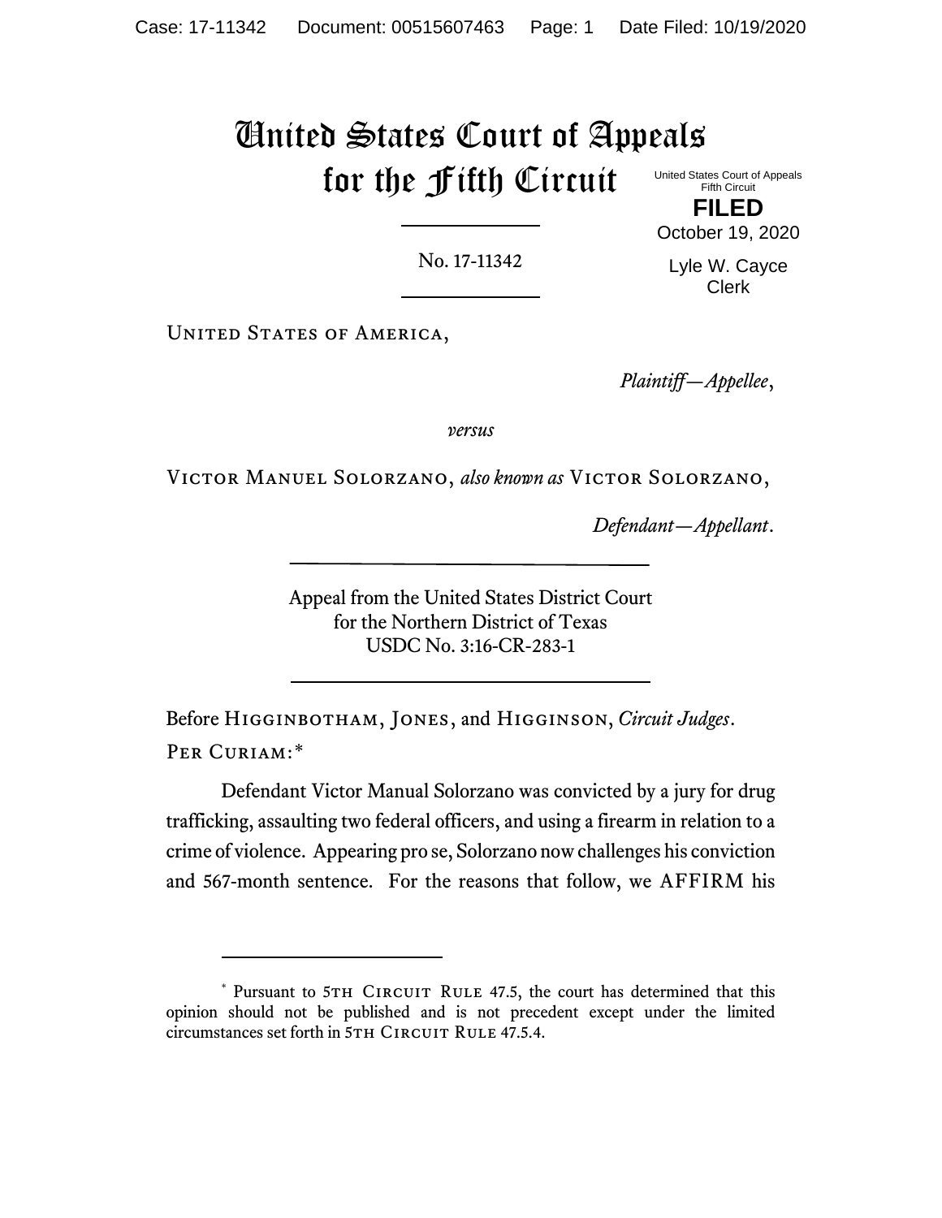# United States Court of Appeals for the Fifth Circuit

United States Court of Appeals
Fifth Circuit

**FILED**

October 19, 2020

Lyle W. Cayce
Clerk

No. 17-11342

United States of America,

*Plaintiff—Appellee*,

*versus*

Victor Manuel Solorzano, *also known as* Victor Solorzano,

*Defendant—Appellant*.

Appeal from the United States District Court
for the Northern District of Texas
USDC No. 3:16-CR-283-1

Before Higginbotham, Jones, and Higginson, *Circuit Judges*.

Per Curiam:*

Defendant Victor Manual Solorzano was convicted by a jury for drug trafficking, assaulting two federal officers, and using a firearm in relation to a crime of violence. Appearing pro se, Solorzano now challenges his conviction and 567-month sentence. For the reasons that follow, we AFFIRM his

---

\* Pursuant to 5th Circuit Rule 47.5, the court has determined that this opinion should not be published and is not precedent except under the limited circumstances set forth in 5th Circuit Rule 47.5.4.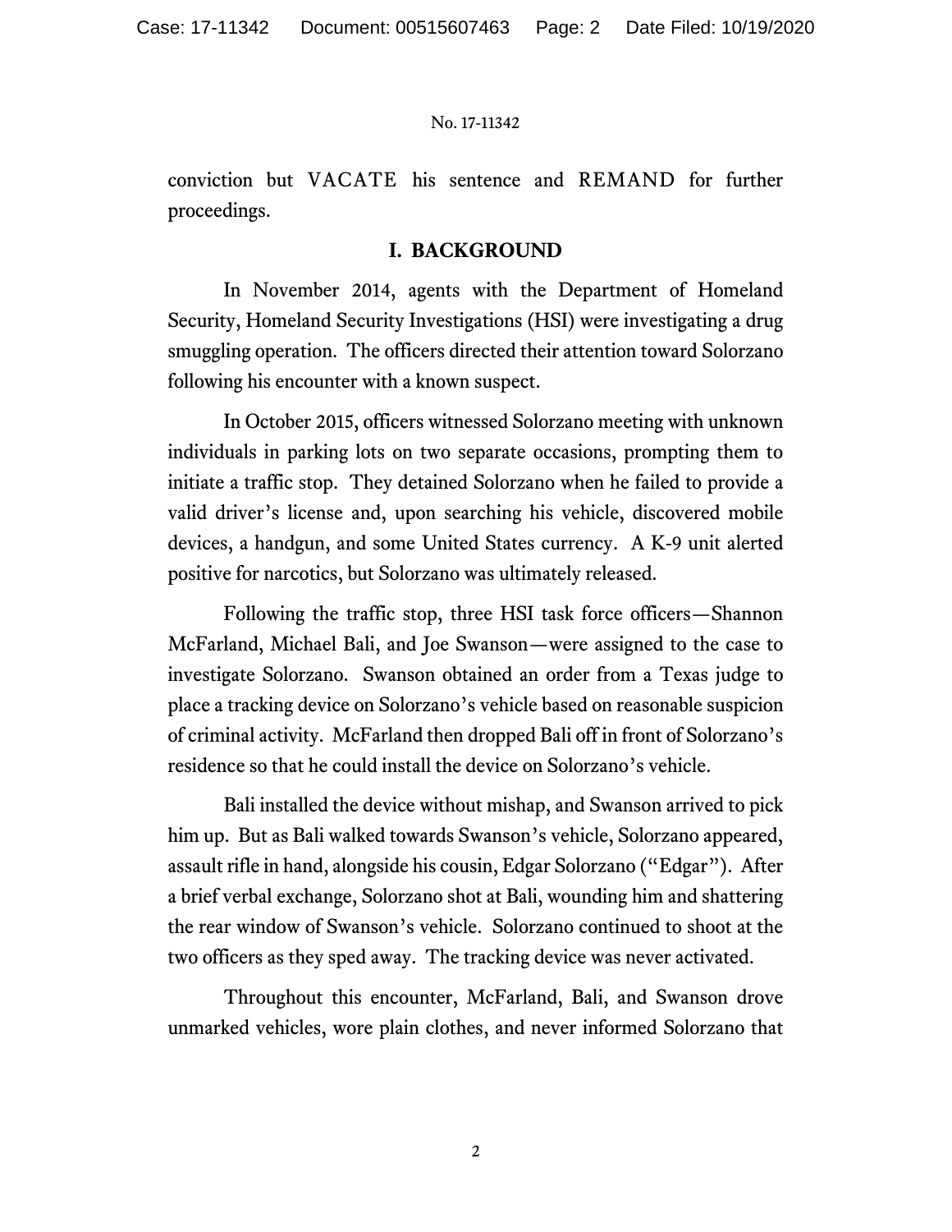conviction but VACATE his sentence and REMAND for further proceedings.

## I. BACKGROUND

In November 2014, agents with the Department of Homeland Security, Homeland Security Investigations (HSI) were investigating a drug smuggling operation. The officers directed their attention toward Solorzano following his encounter with a known suspect.

In October 2015, officers witnessed Solorzano meeting with unknown individuals in parking lots on two separate occasions, prompting them to initiate a traffic stop. They detained Solorzano when he failed to provide a valid driver's license and, upon searching his vehicle, discovered mobile devices, a handgun, and some United States currency. A K-9 unit alerted positive for narcotics, but Solorzano was ultimately released.

Following the traffic stop, three HSI task force officers—Shannon McFarland, Michael Bali, and Joe Swanson—were assigned to the case to investigate Solorzano. Swanson obtained an order from a Texas judge to place a tracking device on Solorzano's vehicle based on reasonable suspicion of criminal activity. McFarland then dropped Bali off in front of Solorzano's residence so that he could install the device on Solorzano's vehicle.

Bali installed the device without mishap, and Swanson arrived to pick him up. But as Bali walked towards Swanson's vehicle, Solorzano appeared, assault rifle in hand, alongside his cousin, Edgar Solorzano ("Edgar"). After a brief verbal exchange, Solorzano shot at Bali, wounding him and shattering the rear window of Swanson's vehicle. Solorzano continued to shoot at the two officers as they sped away. The tracking device was never activated.

Throughout this encounter, McFarland, Bali, and Swanson drove unmarked vehicles, wore plain clothes, and never informed Solorzano that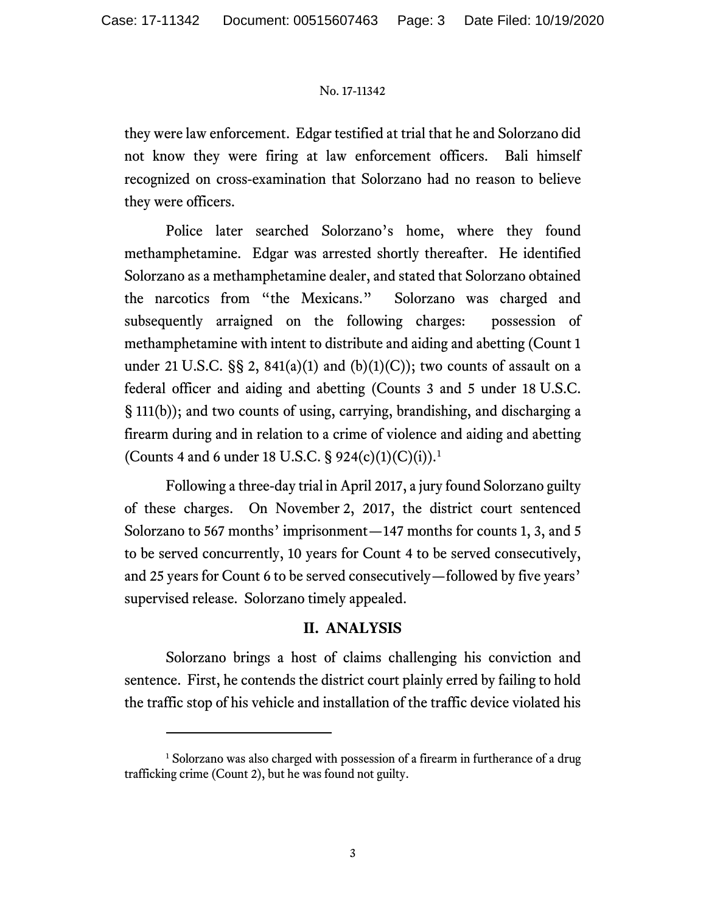they were law enforcement. Edgar testified at trial that he and Solorzano did not know they were firing at law enforcement officers. Bali himself recognized on cross-examination that Solorzano had no reason to believe they were officers.

Police later searched Solorzano's home, where they found methamphetamine. Edgar was arrested shortly thereafter. He identified Solorzano as a methamphetamine dealer, and stated that Solorzano obtained the narcotics from "the Mexicans." Solorzano was charged and subsequently arraigned on the following charges: possession of methamphetamine with intent to distribute and aiding and abetting (Count 1 under 21 U.S.C. §§ 2, 841(a)(1) and (b)(1)(C)); two counts of assault on a federal officer and aiding and abetting (Counts 3 and 5 under 18 U.S.C. § 111(b)); and two counts of using, carrying, brandishing, and discharging a firearm during and in relation to a crime of violence and aiding and abetting (Counts 4 and 6 under 18 U.S.C. § 924(c)(1)(C)(i)).[1]

Following a three-day trial in April 2017, a jury found Solorzano guilty of these charges. On November 2, 2017, the district court sentenced Solorzano to 567 months' imprisonment—147 months for counts 1, 3, and 5 to be served concurrently, 10 years for Count 4 to be served consecutively, and 25 years for Count 6 to be served consecutively—followed by five years' supervised release. Solorzano timely appealed.

## II. ANALYSIS

Solorzano brings a host of claims challenging his conviction and sentence. First, he contends the district court plainly erred by failing to hold the traffic stop of his vehicle and installation of the traffic device violated his

---

[1] Solorzano was also charged with possession of a firearm in furtherance of a drug trafficking crime (Count 2), but he was found not guilty.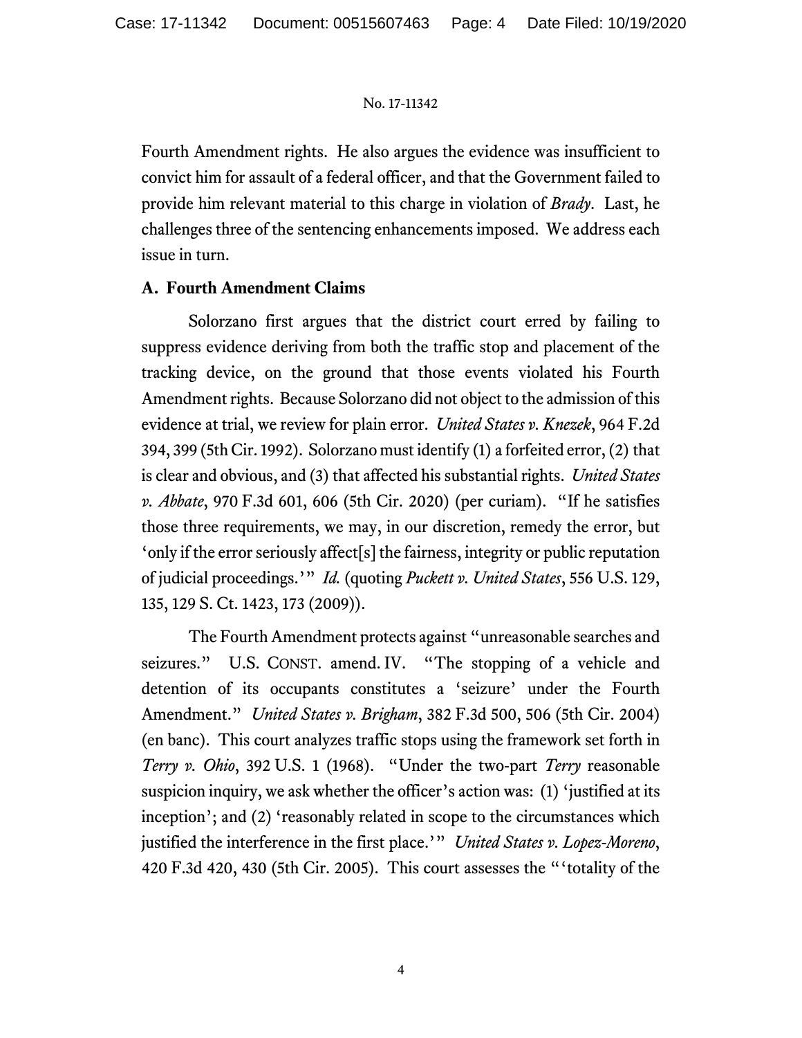Fourth Amendment rights. He also argues the evidence was insufficient to convict him for assault of a federal officer, and that the Government failed to provide him relevant material to this charge in violation of *Brady*. Last, he challenges three of the sentencing enhancements imposed. We address each issue in turn.

**A. Fourth Amendment Claims**

Solorzano first argues that the district court erred by failing to suppress evidence deriving from both the traffic stop and placement of the tracking device, on the ground that those events violated his Fourth Amendment rights. Because Solorzano did not object to the admission of this evidence at trial, we review for plain error. *United States v. Knezek*, 964 F.2d 394, 399 (5th Cir. 1992). Solorzano must identify (1) a forfeited error, (2) that is clear and obvious, and (3) that affected his substantial rights. *United States v. Abbate*, 970 F.3d 601, 606 (5th Cir. 2020) (per curiam). "If he satisfies those three requirements, we may, in our discretion, remedy the error, but 'only if the error seriously affect[s] the fairness, integrity or public reputation of judicial proceedings.'" *Id.* (quoting *Puckett v. United States*, 556 U.S. 129, 135, 129 S. Ct. 1423, 173 (2009)).

The Fourth Amendment protects against "unreasonable searches and seizures." U.S. CONST. amend. IV. "The stopping of a vehicle and detention of its occupants constitutes a 'seizure' under the Fourth Amendment." *United States v. Brigham*, 382 F.3d 500, 506 (5th Cir. 2004) (en banc). This court analyzes traffic stops using the framework set forth in *Terry v. Ohio*, 392 U.S. 1 (1968). "Under the two-part *Terry* reasonable suspicion inquiry, we ask whether the officer's action was: (1) 'justified at its inception'; and (2) 'reasonably related in scope to the circumstances which justified the interference in the first place.'" *United States v. Lopez-Moreno*, 420 F.3d 420, 430 (5th Cir. 2005). This court assesses the "'totality of the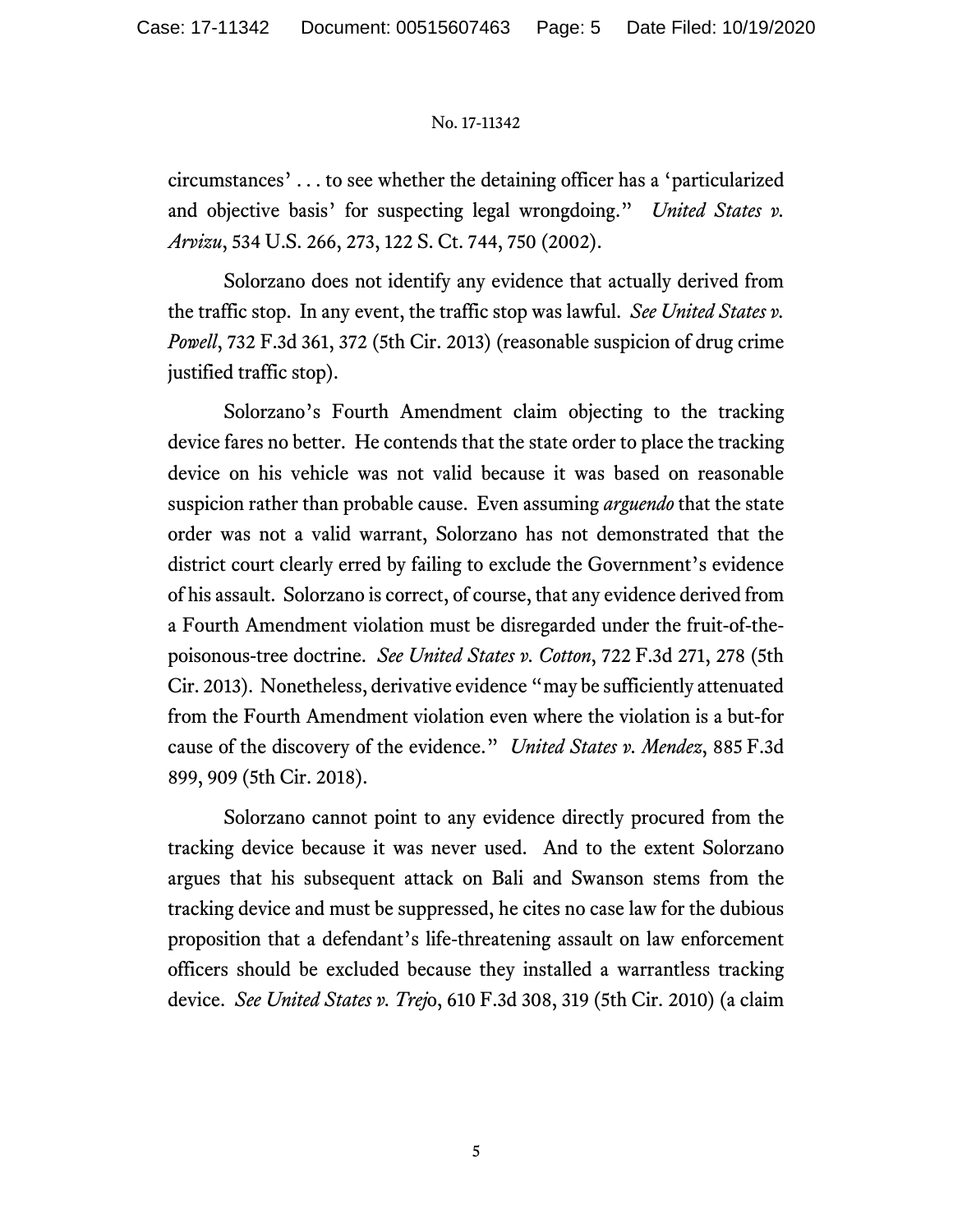circumstances' . . . to see whether the detaining officer has a 'particularized and objective basis' for suspecting legal wrongdoing." *United States v. Arvizu*, 534 U.S. 266, 273, 122 S. Ct. 744, 750 (2002).

Solorzano does not identify any evidence that actually derived from the traffic stop. In any event, the traffic stop was lawful. *See United States v. Powell*, 732 F.3d 361, 372 (5th Cir. 2013) (reasonable suspicion of drug crime justified traffic stop).

Solorzano's Fourth Amendment claim objecting to the tracking device fares no better. He contends that the state order to place the tracking device on his vehicle was not valid because it was based on reasonable suspicion rather than probable cause. Even assuming *arguendo* that the state order was not a valid warrant, Solorzano has not demonstrated that the district court clearly erred by failing to exclude the Government's evidence of his assault. Solorzano is correct, of course, that any evidence derived from a Fourth Amendment violation must be disregarded under the fruit-of-the-poisonous-tree doctrine. *See United States v. Cotton*, 722 F.3d 271, 278 (5th Cir. 2013). Nonetheless, derivative evidence "may be sufficiently attenuated from the Fourth Amendment violation even where the violation is a but-for cause of the discovery of the evidence." *United States v. Mendez*, 885 F.3d 899, 909 (5th Cir. 2018).

Solorzano cannot point to any evidence directly procured from the tracking device because it was never used. And to the extent Solorzano argues that his subsequent attack on Bali and Swanson stems from the tracking device and must be suppressed, he cites no case law for the dubious proposition that a defendant's life-threatening assault on law enforcement officers should be excluded because they installed a warrantless tracking device. *See United States v. Trejo*, 610 F.3d 308, 319 (5th Cir. 2010) (a claim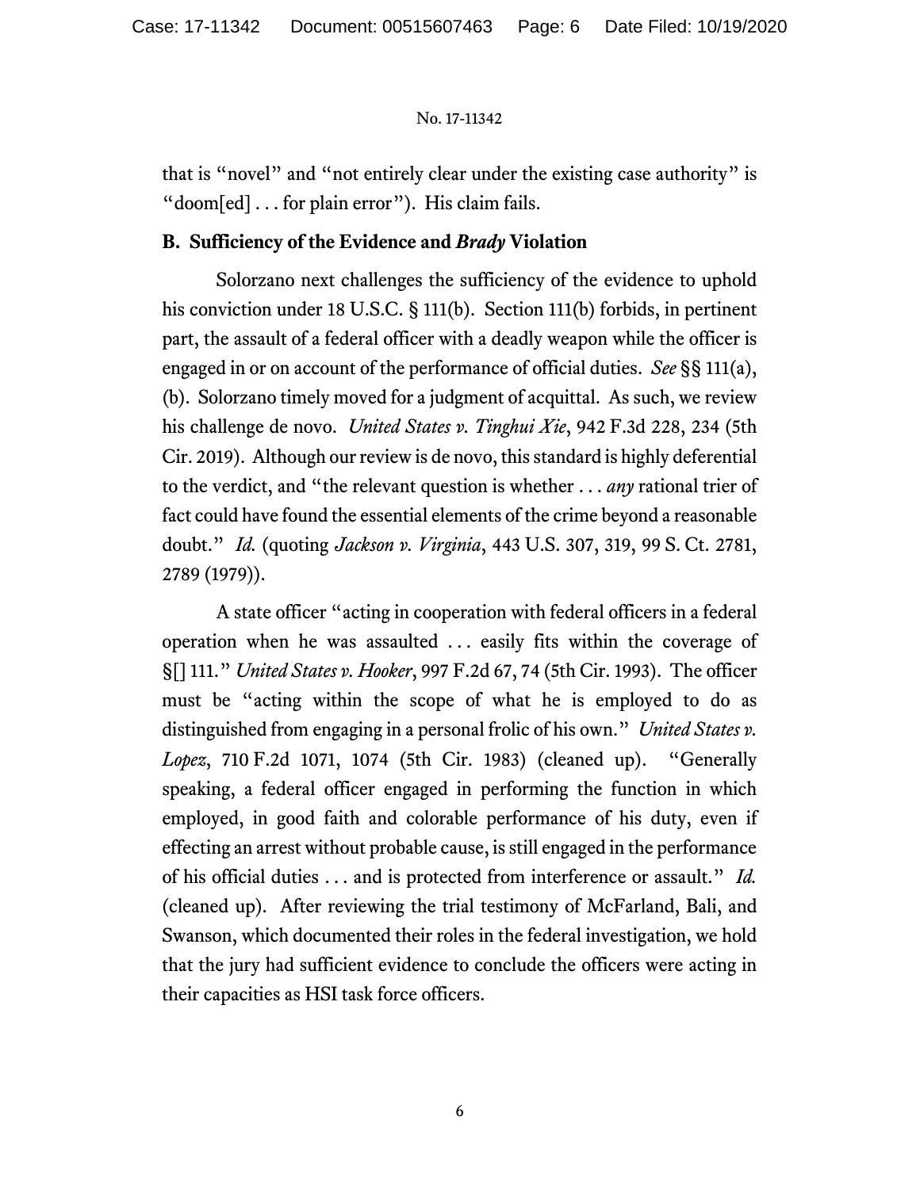that is "novel" and "not entirely clear under the existing case authority" is "doom[ed] . . . for plain error"). His claim fails.

### B. Sufficiency of the Evidence and *Brady* Violation

Solorzano next challenges the sufficiency of the evidence to uphold his conviction under 18 U.S.C. § 111(b). Section 111(b) forbids, in pertinent part, the assault of a federal officer with a deadly weapon while the officer is engaged in or on account of the performance of official duties. *See* §§ 111(a), (b). Solorzano timely moved for a judgment of acquittal. As such, we review his challenge de novo. *United States v. Tinghui Xie*, 942 F.3d 228, 234 (5th Cir. 2019). Although our review is de novo, this standard is highly deferential to the verdict, and "the relevant question is whether . . . *any* rational trier of fact could have found the essential elements of the crime beyond a reasonable doubt." *Id.* (quoting *Jackson v. Virginia*, 443 U.S. 307, 319, 99 S. Ct. 2781, 2789 (1979)).

A state officer "acting in cooperation with federal officers in a federal operation when he was assaulted . . . easily fits within the coverage of §[] 111." *United States v. Hooker*, 997 F.2d 67, 74 (5th Cir. 1993). The officer must be "acting within the scope of what he is employed to do as distinguished from engaging in a personal frolic of his own." *United States v. Lopez*, 710 F.2d 1071, 1074 (5th Cir. 1983) (cleaned up). "Generally speaking, a federal officer engaged in performing the function in which employed, in good faith and colorable performance of his duty, even if effecting an arrest without probable cause, is still engaged in the performance of his official duties . . . and is protected from interference or assault." *Id.* (cleaned up). After reviewing the trial testimony of McFarland, Bali, and Swanson, which documented their roles in the federal investigation, we hold that the jury had sufficient evidence to conclude the officers were acting in their capacities as HSI task force officers.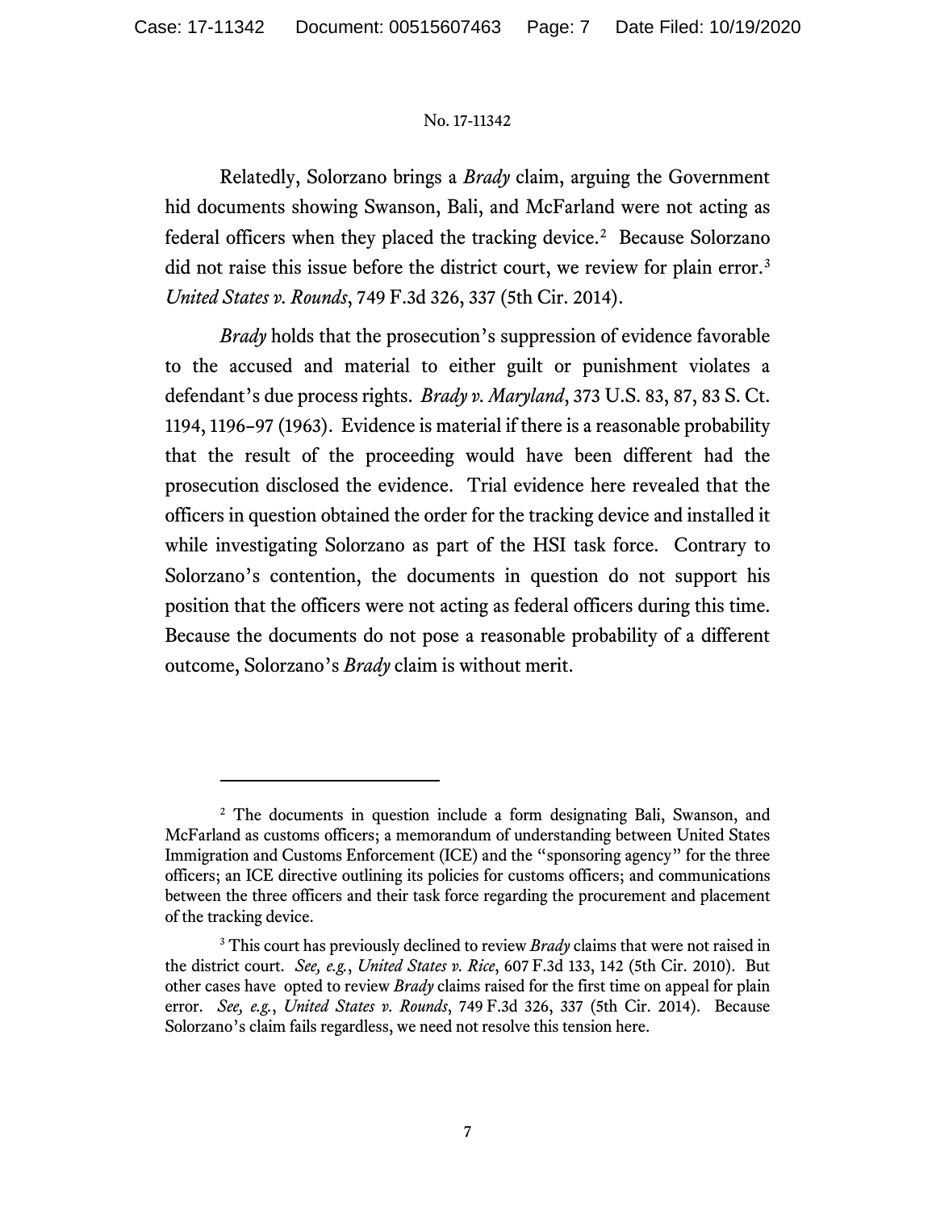Relatedly, Solorzano brings a *Brady* claim, arguing the Government hid documents showing Swanson, Bali, and McFarland were not acting as federal officers when they placed the tracking device.[2] Because Solorzano did not raise this issue before the district court, we review for plain error.[3] *United States v. Rounds*, 749 F.3d 326, 337 (5th Cir. 2014).

*Brady* holds that the prosecution's suppression of evidence favorable to the accused and material to either guilt or punishment violates a defendant's due process rights. *Brady v. Maryland*, 373 U.S. 83, 87, 83 S. Ct. 1194, 1196–97 (1963). Evidence is material if there is a reasonable probability that the result of the proceeding would have been different had the prosecution disclosed the evidence. Trial evidence here revealed that the officers in question obtained the order for the tracking device and installed it while investigating Solorzano as part of the HSI task force. Contrary to Solorzano's contention, the documents in question do not support his position that the officers were not acting as federal officers during this time. Because the documents do not pose a reasonable probability of a different outcome, Solorzano's *Brady* claim is without merit.

---

[2] The documents in question include a form designating Bali, Swanson, and McFarland as customs officers; a memorandum of understanding between United States Immigration and Customs Enforcement (ICE) and the "sponsoring agency" for the three officers; an ICE directive outlining its policies for customs officers; and communications between the three officers and their task force regarding the procurement and placement of the tracking device.

[3] This court has previously declined to review *Brady* claims that were not raised in the district court. *See, e.g.*, *United States v. Rice*, 607 F.3d 133, 142 (5th Cir. 2010). But other cases have opted to review *Brady* claims raised for the first time on appeal for plain error. *See, e.g.*, *United States v. Rounds*, 749 F.3d 326, 337 (5th Cir. 2014). Because Solorzano's claim fails regardless, we need not resolve this tension here.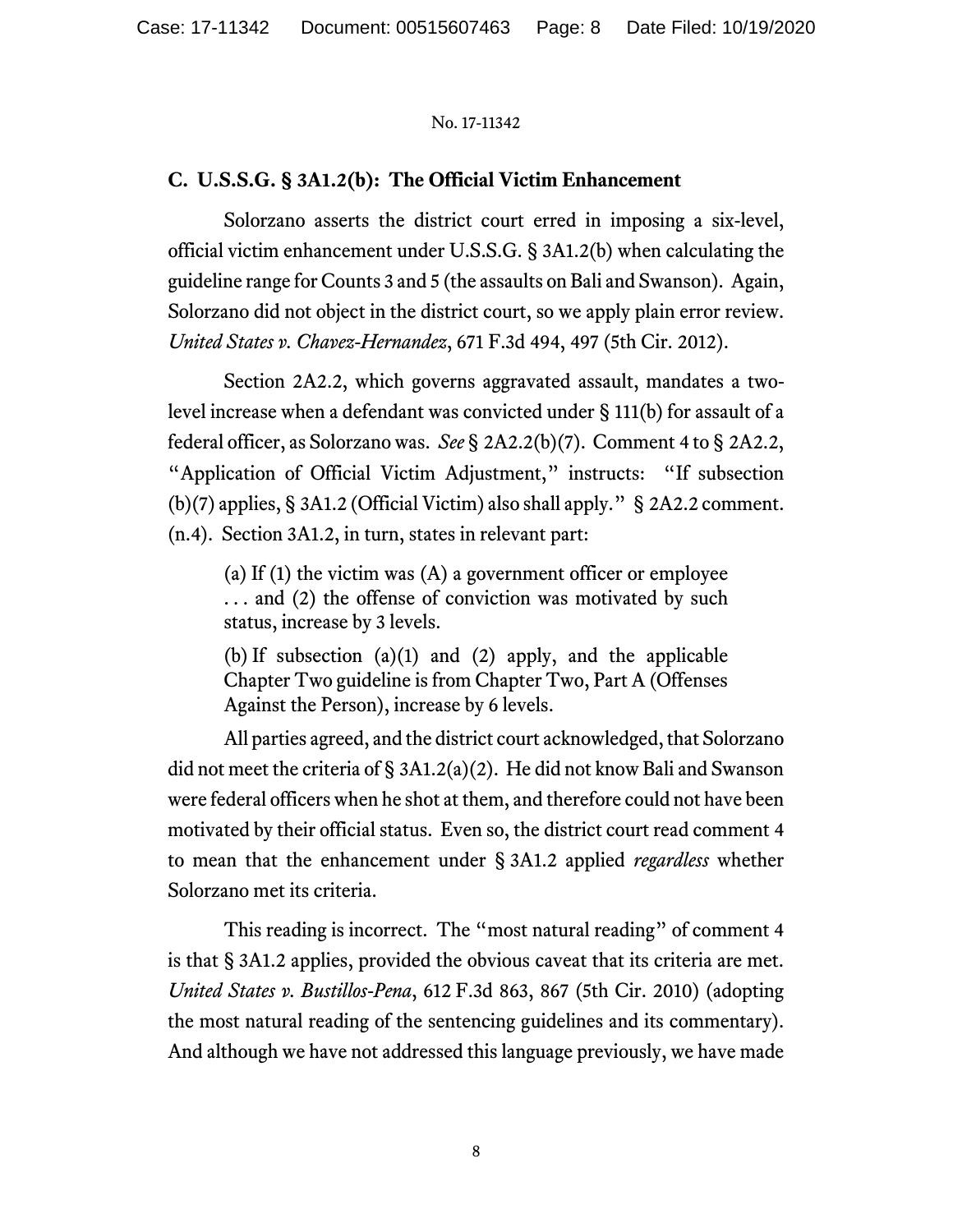### C. U.S.S.G. § 3A1.2(b): The Official Victim Enhancement

Solorzano asserts the district court erred in imposing a six-level, official victim enhancement under U.S.S.G. § 3A1.2(b) when calculating the guideline range for Counts 3 and 5 (the assaults on Bali and Swanson). Again, Solorzano did not object in the district court, so we apply plain error review. *United States v. Chavez-Hernandez*, 671 F.3d 494, 497 (5th Cir. 2012).

Section 2A2.2, which governs aggravated assault, mandates a two-level increase when a defendant was convicted under § 111(b) for assault of a federal officer, as Solorzano was. *See* § 2A2.2(b)(7). Comment 4 to § 2A2.2, "Application of Official Victim Adjustment," instructs: "If subsection (b)(7) applies, § 3A1.2 (Official Victim) also shall apply." § 2A2.2 comment. (n.4). Section 3A1.2, in turn, states in relevant part:

> (a) If (1) the victim was (A) a government officer or employee . . . and (2) the offense of conviction was motivated by such status, increase by 3 levels.
>
> (b) If subsection (a)(1) and (2) apply, and the applicable Chapter Two guideline is from Chapter Two, Part A (Offenses Against the Person), increase by 6 levels.

All parties agreed, and the district court acknowledged, that Solorzano did not meet the criteria of § 3A1.2(a)(2). He did not know Bali and Swanson were federal officers when he shot at them, and therefore could not have been motivated by their official status. Even so, the district court read comment 4 to mean that the enhancement under § 3A1.2 applied *regardless* whether Solorzano met its criteria.

This reading is incorrect. The "most natural reading" of comment 4 is that § 3A1.2 applies, provided the obvious caveat that its criteria are met. *United States v. Bustillos-Pena*, 612 F.3d 863, 867 (5th Cir. 2010) (adopting the most natural reading of the sentencing guidelines and its commentary). And although we have not addressed this language previously, we have made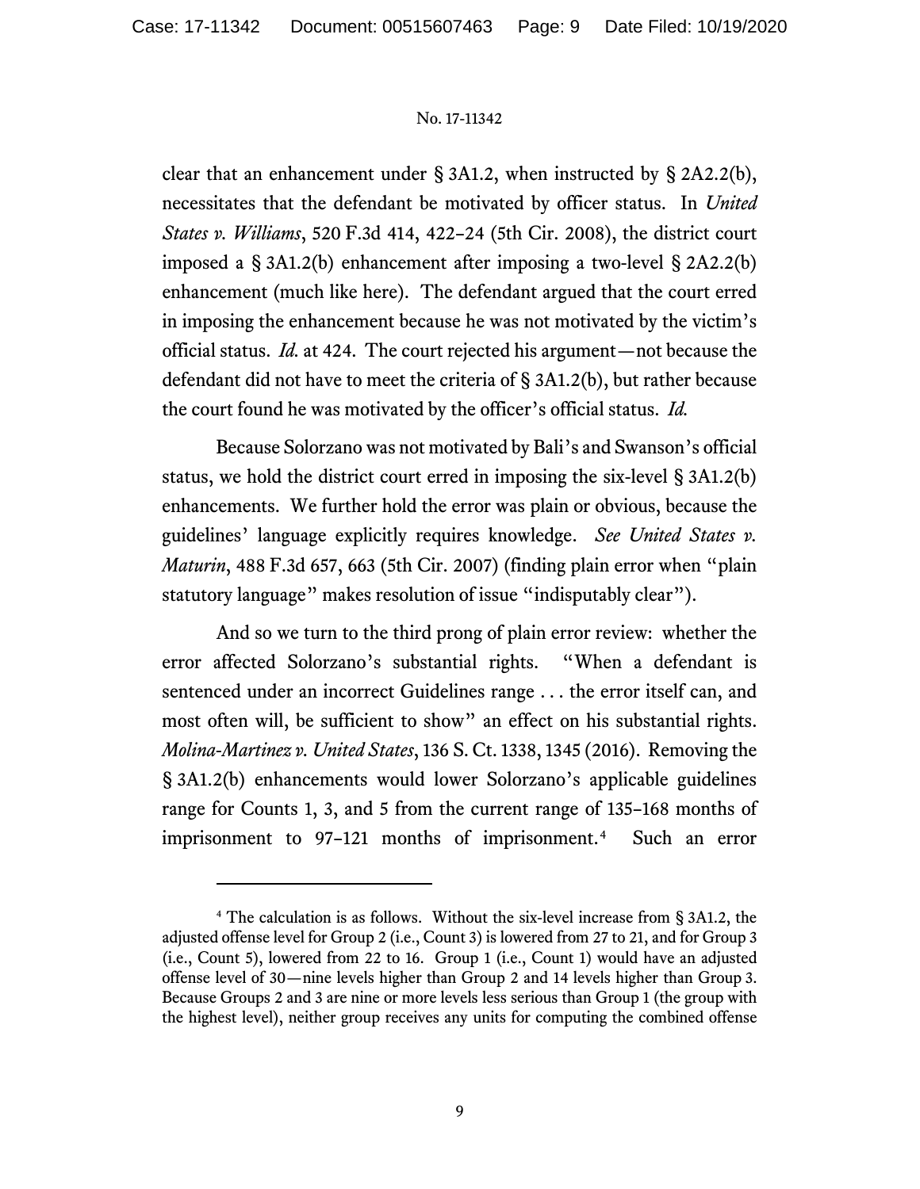clear that an enhancement under § 3A1.2, when instructed by § 2A2.2(b), necessitates that the defendant be motivated by officer status. In *United States v. Williams*, 520 F.3d 414, 422–24 (5th Cir. 2008), the district court imposed a § 3A1.2(b) enhancement after imposing a two-level § 2A2.2(b) enhancement (much like here). The defendant argued that the court erred in imposing the enhancement because he was not motivated by the victim's official status. *Id.* at 424. The court rejected his argument—not because the defendant did not have to meet the criteria of § 3A1.2(b), but rather because the court found he was motivated by the officer's official status. *Id.*

Because Solorzano was not motivated by Bali's and Swanson's official status, we hold the district court erred in imposing the six-level § 3A1.2(b) enhancements. We further hold the error was plain or obvious, because the guidelines' language explicitly requires knowledge. *See United States v. Maturin*, 488 F.3d 657, 663 (5th Cir. 2007) (finding plain error when "plain statutory language" makes resolution of issue "indisputably clear").

And so we turn to the third prong of plain error review: whether the error affected Solorzano's substantial rights. "When a defendant is sentenced under an incorrect Guidelines range . . . the error itself can, and most often will, be sufficient to show" an effect on his substantial rights. *Molina-Martinez v. United States*, 136 S. Ct. 1338, 1345 (2016). Removing the § 3A1.2(b) enhancements would lower Solorzano's applicable guidelines range for Counts 1, 3, and 5 from the current range of 135–168 months of imprisonment to 97–121 months of imprisonment.[4] Such an error

[4] The calculation is as follows. Without the six-level increase from § 3A1.2, the adjusted offense level for Group 2 (i.e., Count 3) is lowered from 27 to 21, and for Group 3 (i.e., Count 5), lowered from 22 to 16. Group 1 (i.e., Count 1) would have an adjusted offense level of 30—nine levels higher than Group 2 and 14 levels higher than Group 3. Because Groups 2 and 3 are nine or more levels less serious than Group 1 (the group with the highest level), neither group receives any units for computing the combined offense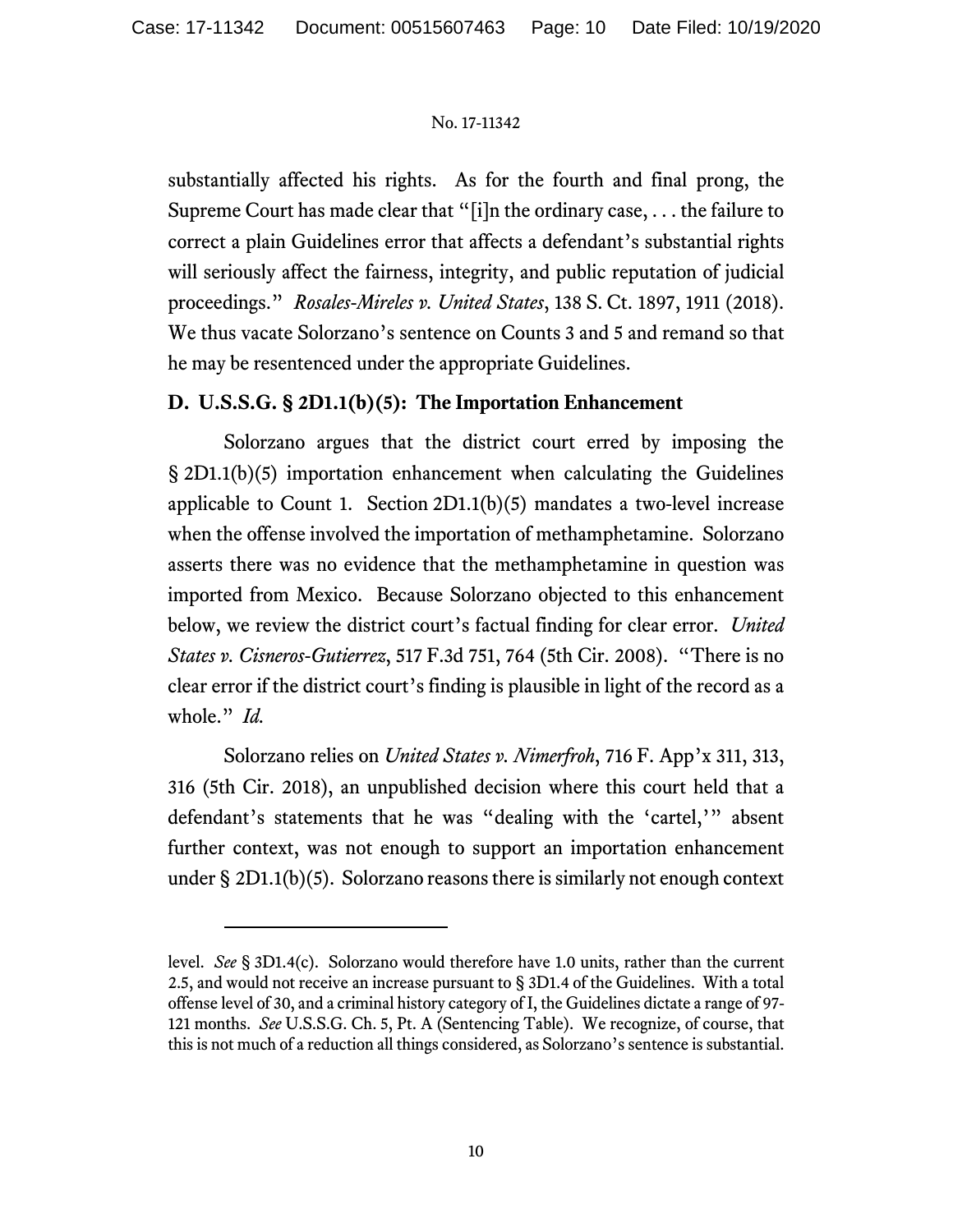substantially affected his rights. As for the fourth and final prong, the Supreme Court has made clear that "[i]n the ordinary case, . . . the failure to correct a plain Guidelines error that affects a defendant's substantial rights will seriously affect the fairness, integrity, and public reputation of judicial proceedings." *Rosales-Mireles v. United States*, 138 S. Ct. 1897, 1911 (2018). We thus vacate Solorzano's sentence on Counts 3 and 5 and remand so that he may be resentenced under the appropriate Guidelines.

### D. U.S.S.G. § 2D1.1(b)(5): The Importation Enhancement

Solorzano argues that the district court erred by imposing the § 2D1.1(b)(5) importation enhancement when calculating the Guidelines applicable to Count 1. Section 2D1.1(b)(5) mandates a two-level increase when the offense involved the importation of methamphetamine. Solorzano asserts there was no evidence that the methamphetamine in question was imported from Mexico. Because Solorzano objected to this enhancement below, we review the district court's factual finding for clear error. *United States v. Cisneros-Gutierrez*, 517 F.3d 751, 764 (5th Cir. 2008). "There is no clear error if the district court's finding is plausible in light of the record as a whole." *Id.*

Solorzano relies on *United States v. Nimerfroh*, 716 F. App'x 311, 313, 316 (5th Cir. 2018), an unpublished decision where this court held that a defendant's statements that he was "dealing with the 'cartel,'" absent further context, was not enough to support an importation enhancement under § 2D1.1(b)(5). Solorzano reasons there is similarly not enough context

---

level. *See* § 3D1.4(c). Solorzano would therefore have 1.0 units, rather than the current 2.5, and would not receive an increase pursuant to § 3D1.4 of the Guidelines. With a total offense level of 30, and a criminal history category of I, the Guidelines dictate a range of 97-121 months. *See* U.S.S.G. Ch. 5, Pt. A (Sentencing Table). We recognize, of course, that this is not much of a reduction all things considered, as Solorzano's sentence is substantial.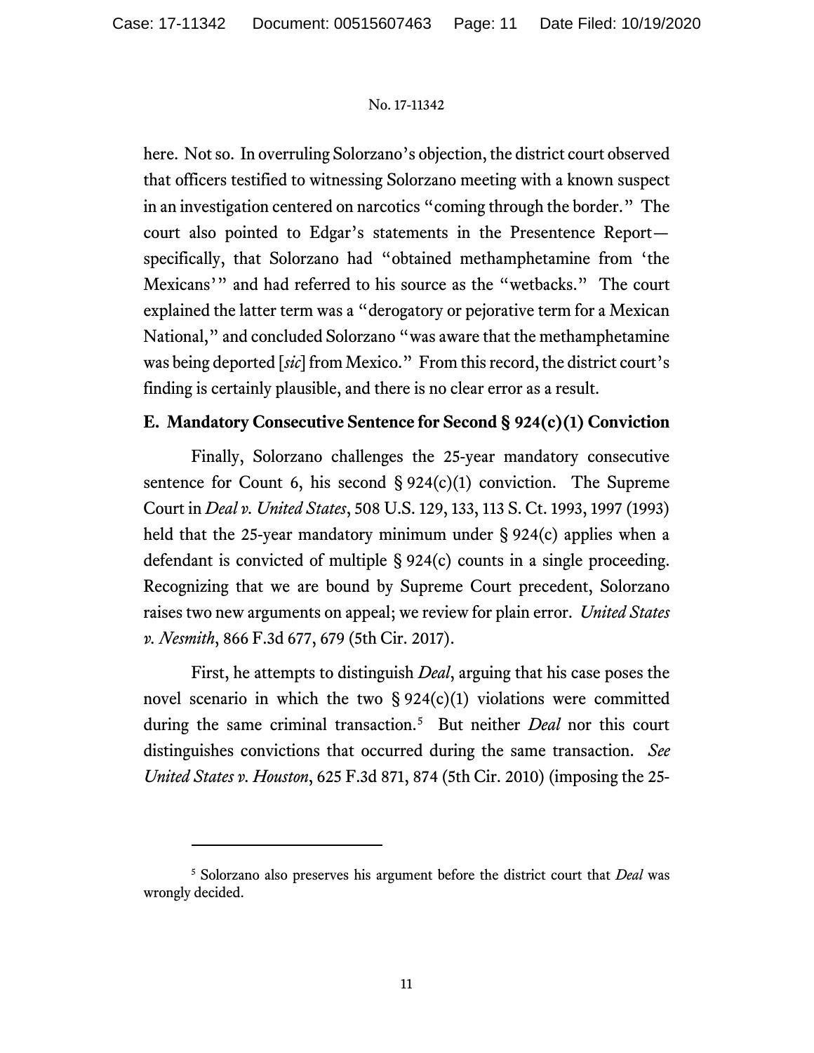here. Not so. In overruling Solorzano's objection, the district court observed that officers testified to witnessing Solorzano meeting with a known suspect in an investigation centered on narcotics "coming through the border." The court also pointed to Edgar's statements in the Presentence Report—specifically, that Solorzano had "obtained methamphetamine from 'the Mexicans'" and had referred to his source as the "wetbacks." The court explained the latter term was a "derogatory or pejorative term for a Mexican National," and concluded Solorzano "was aware that the methamphetamine was being deported [*sic*] from Mexico." From this record, the district court's finding is certainly plausible, and there is no clear error as a result.

### E. Mandatory Consecutive Sentence for Second § 924(c)(1) Conviction

Finally, Solorzano challenges the 25-year mandatory consecutive sentence for Count 6, his second § 924(c)(1) conviction. The Supreme Court in *Deal v. United States*, 508 U.S. 129, 133, 113 S. Ct. 1993, 1997 (1993) held that the 25-year mandatory minimum under § 924(c) applies when a defendant is convicted of multiple § 924(c) counts in a single proceeding. Recognizing that we are bound by Supreme Court precedent, Solorzano raises two new arguments on appeal; we review for plain error. *United States v. Nesmith*, 866 F.3d 677, 679 (5th Cir. 2017).

First, he attempts to distinguish *Deal*, arguing that his case poses the novel scenario in which the two § 924(c)(1) violations were committed during the same criminal transaction.[5] But neither *Deal* nor this court distinguishes convictions that occurred during the same transaction. *See United States v. Houston*, 625 F.3d 871, 874 (5th Cir. 2010) (imposing the 25-

---

[5] Solorzano also preserves his argument before the district court that *Deal* was wrongly decided.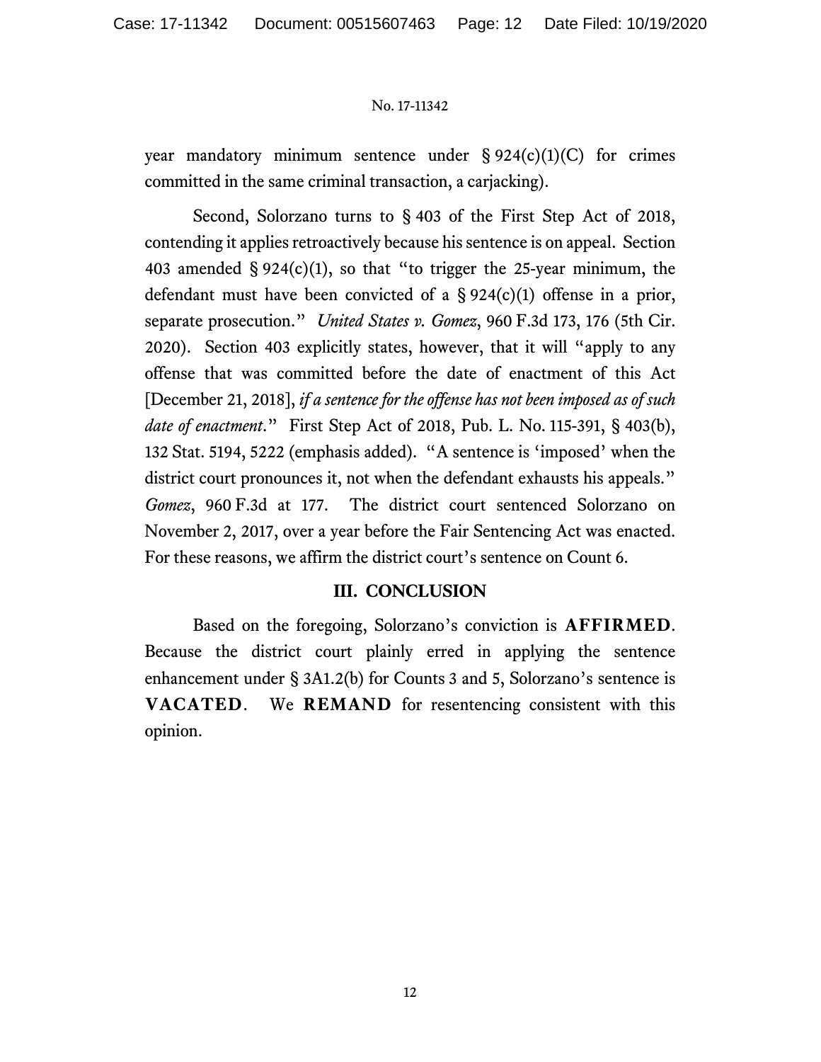year mandatory minimum sentence under § 924(c)(1)(C) for crimes committed in the same criminal transaction, a carjacking).

Second, Solorzano turns to § 403 of the First Step Act of 2018, contending it applies retroactively because his sentence is on appeal. Section 403 amended § 924(c)(1), so that "to trigger the 25-year minimum, the defendant must have been convicted of a § 924(c)(1) offense in a prior, separate prosecution." *United States v. Gomez*, 960 F.3d 173, 176 (5th Cir. 2020). Section 403 explicitly states, however, that it will "apply to any offense that was committed before the date of enactment of this Act [December 21, 2018], *if a sentence for the offense has not been imposed as of such date of enactment*." First Step Act of 2018, Pub. L. No. 115-391, § 403(b), 132 Stat. 5194, 5222 (emphasis added). "A sentence is 'imposed' when the district court pronounces it, not when the defendant exhausts his appeals." *Gomez*, 960 F.3d at 177. The district court sentenced Solorzano on November 2, 2017, over a year before the Fair Sentencing Act was enacted. For these reasons, we affirm the district court's sentence on Count 6.

## III. CONCLUSION

Based on the foregoing, Solorzano's conviction is **AFFIRMED**. Because the district court plainly erred in applying the sentence enhancement under § 3A1.2(b) for Counts 3 and 5, Solorzano's sentence is **VACATED**. We **REMAND** for resentencing consistent with this opinion.